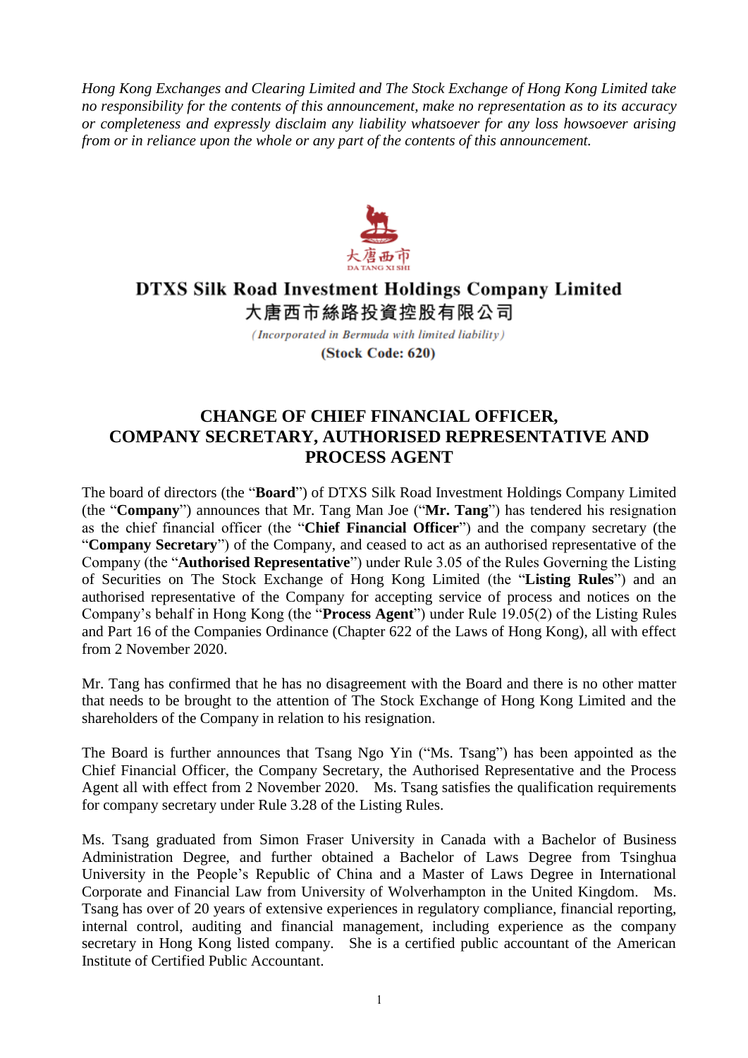*Hong Kong Exchanges and Clearing Limited and The Stock Exchange of Hong Kong Limited take no responsibility for the contents of this announcement, make no representation as to its accuracy or completeness and expressly disclaim any liability whatsoever for any loss howsoever arising from or in reliance upon the whole or any part of the contents of this announcement.*

大唐西市
DA TANG XI SHI

**DTXS Silk Road Investment Holdings Company Limited**
**大唐西市絲路投資控股有限公司**

*(Incorporated in Bermuda with limited liability)*

**(Stock Code: 620)**

# CHANGE OF CHIEF FINANCIAL OFFICER, COMPANY SECRETARY, AUTHORISED REPRESENTATIVE AND PROCESS AGENT

The board of directors (the "**Board**") of DTXS Silk Road Investment Holdings Company Limited (the "**Company**") announces that Mr. Tang Man Joe ("**Mr. Tang**") has tendered his resignation as the chief financial officer (the "**Chief Financial Officer**") and the company secretary (the "**Company Secretary**") of the Company, and ceased to act as an authorised representative of the Company (the "**Authorised Representative**") under Rule 3.05 of the Rules Governing the Listing of Securities on The Stock Exchange of Hong Kong Limited (the "**Listing Rules**") and an authorised representative of the Company for accepting service of process and notices on the Company's behalf in Hong Kong (the "**Process Agent**") under Rule 19.05(2) of the Listing Rules and Part 16 of the Companies Ordinance (Chapter 622 of the Laws of Hong Kong), all with effect from 2 November 2020.

Mr. Tang has confirmed that he has no disagreement with the Board and there is no other matter that needs to be brought to the attention of The Stock Exchange of Hong Kong Limited and the shareholders of the Company in relation to his resignation.

The Board is further announces that Tsang Ngo Yin ("Ms. Tsang") has been appointed as the Chief Financial Officer, the Company Secretary, the Authorised Representative and the Process Agent all with effect from 2 November 2020. Ms. Tsang satisfies the qualification requirements for company secretary under Rule 3.28 of the Listing Rules.

Ms. Tsang graduated from Simon Fraser University in Canada with a Bachelor of Business Administration Degree, and further obtained a Bachelor of Laws Degree from Tsinghua University in the People's Republic of China and a Master of Laws Degree in International Corporate and Financial Law from University of Wolverhampton in the United Kingdom. Ms. Tsang has over of 20 years of extensive experiences in regulatory compliance, financial reporting, internal control, auditing and financial management, including experience as the company secretary in Hong Kong listed company. She is a certified public accountant of the American Institute of Certified Public Accountant.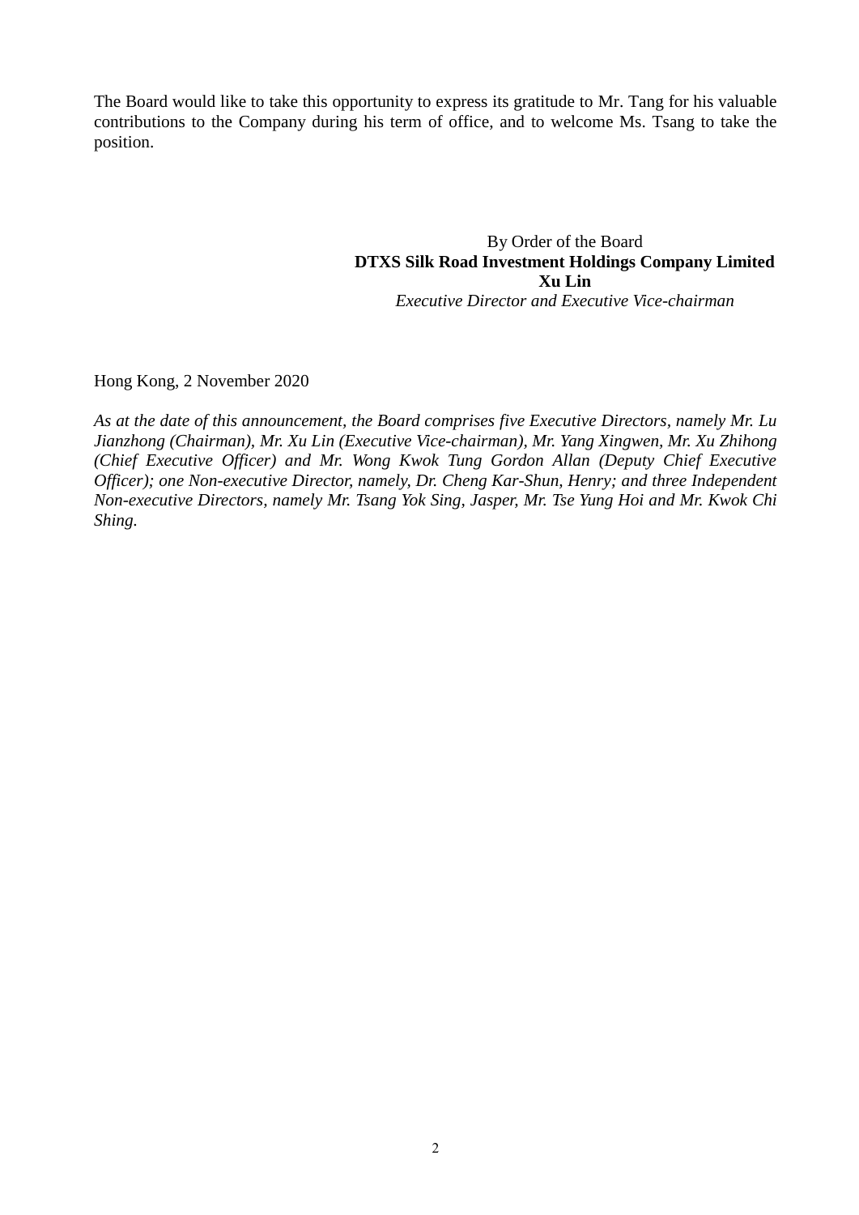The Board would like to take this opportunity to express its gratitude to Mr. Tang for his valuable contributions to the Company during his term of office, and to welcome Ms. Tsang to take the position.

By Order of the Board
**DTXS Silk Road Investment Holdings Company Limited**
**Xu Lin**
*Executive Director and Executive Vice-chairman*

Hong Kong, 2 November 2020

*As at the date of this announcement, the Board comprises five Executive Directors, namely Mr. Lu Jianzhong (Chairman), Mr. Xu Lin (Executive Vice-chairman), Mr. Yang Xingwen, Mr. Xu Zhihong (Chief Executive Officer) and Mr. Wong Kwok Tung Gordon Allan (Deputy Chief Executive Officer); one Non-executive Director, namely, Dr. Cheng Kar-Shun, Henry; and three Independent Non-executive Directors, namely Mr. Tsang Yok Sing, Jasper, Mr. Tse Yung Hoi and Mr. Kwok Chi Shing.*